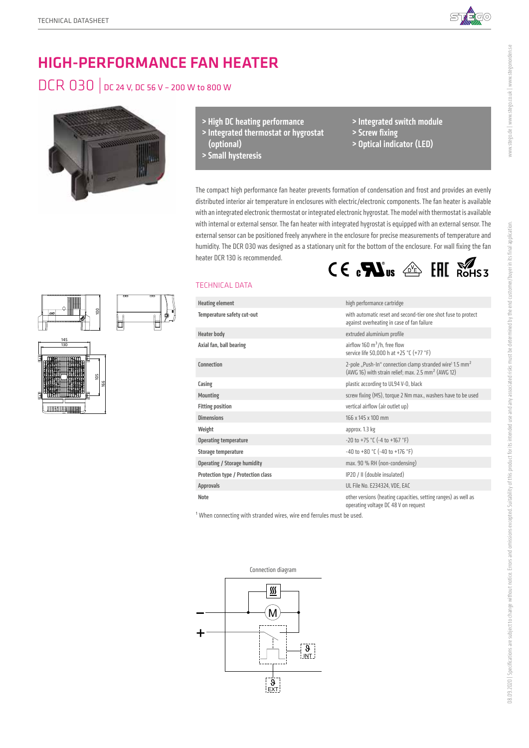# HIGH-PERFORMANCE FAN HEATER

## DCR 030 | DC 24 V, DC 56 V – 200 W to 800 W

- > High DC heating performance
- > Integrated thermostat or hygrostat (optional)
- > Small hysteresis
- > Integrated switch module
- > Screw fixing
- > Optical indicator (LED)

The compact high performance fan heater prevents formation of condensation and frost and provides an evenly distributed interior air temperature in enclosures with electric/electronic components. The fan heater is available with an integrated electronic thermostat or integrated electronic hygrostat. The model with thermostat is available with internal or external sensor. The fan heater with integrated hygrostat is equipped with an external sensor. The external sensor can be positioned freely anywhere in the enclosure for precise measurements of temperature and humidity. The DCR 030 was designed as a stationary unit for the bottom of the enclosure. For wall fixing the fan heater DCR 130 is recommended.

### TECHNICAL DATA

| | |
|---|---|
| **Heating element** | high performance cartridge |
| **Temperature safety cut-out** | with automatic reset and second-tier one shot fuse to protect against overheating in case of fan failure |
| **Heater body** | extruded aluminium profile |
| **Axial fan, ball bearing** | airflow 160 m³/h, free flow<br>service life 50,000 h at +25 °C (+77 °F) |
| **Connection** | 2-pole „Push-In“ connection clamp stranded wire[1] 1.5 mm² (AWG 16) with strain relief; max. 2.5 mm² (AWG 12) |
| **Casing** | plastic according to UL94 V-0, black |
| **Mounting** | screw fixing (M5), torque 2 Nm max., washers have to be used |
| **Fitting position** | vertical airflow (air outlet up) |
| **Dimensions** | 166 x 145 x 100 mm |
| **Weight** | approx. 1.3 kg |
| **Operating temperature** | -20 to +75 °C (-4 to +167 °F) |
| **Storage temperature** | -40 to +80 °C (-40 to +176 °F) |
| **Operating / Storage humidity** | max. 90 % RH (non-condensing) |
| **Protection type / Protection class** | IP20 / II (double insulated) |
| **Approvals** | UL File No. E234324, VDE, EAC |
| **Note** | other versions (heating capacities, setting ranges) as well as operating voltage DC 48 V on request |

[1] When connecting with stranded wires, wire end ferrules must be used.

Connection diagram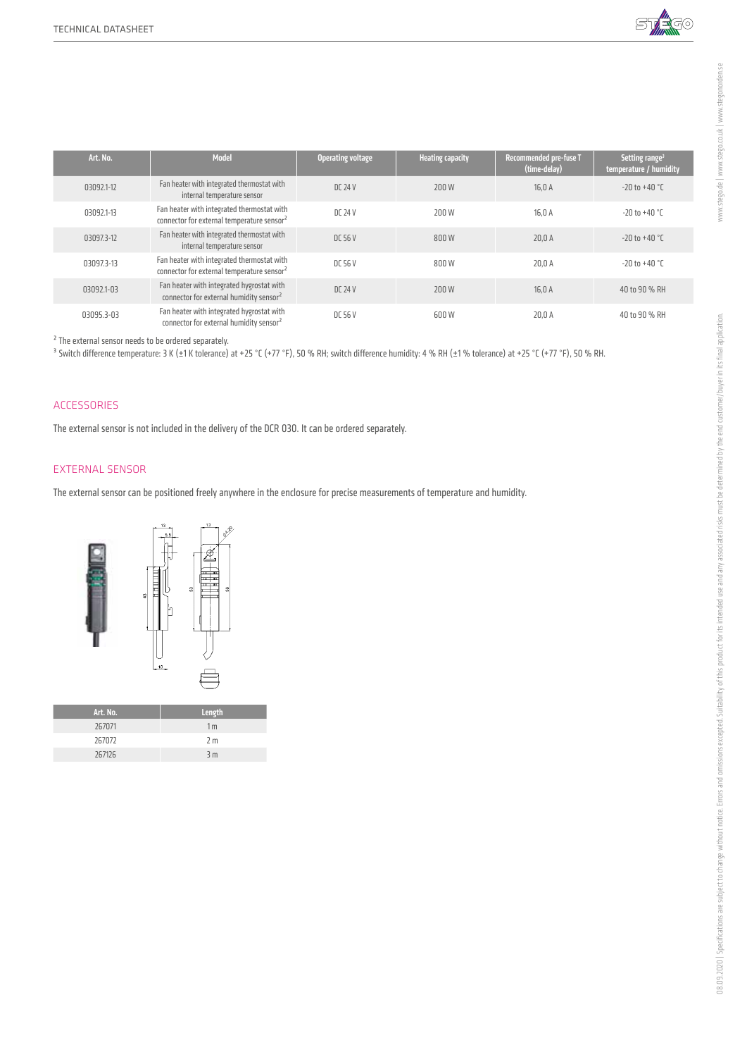| Art. No. | Model | Operating voltage | Heating capacity | Recommended pre-fuse T (time-delay) | Setting range[3] temperature / humidity |
| --- | --- | --- | --- | --- | --- |
| 03092.1-12 | Fan heater with integrated thermostat with internal temperature sensor | DC 24 V | 200 W | 16,0 A | -20 to +40 °C |
| 03092.1-13 | Fan heater with integrated thermostat with connector for external temperature sensor[2] | DC 24 V | 200 W | 16,0 A | -20 to +40 °C |
| 03097.3-12 | Fan heater with integrated thermostat with internal temperature sensor | DC 56 V | 800 W | 20,0 A | -20 to +40 °C |
| 03097.3-13 | Fan heater with integrated thermostat with connector for external temperature sensor[2] | DC 56 V | 800 W | 20,0 A | -20 to +40 °C |
| 03092.1-03 | Fan heater with integrated hygrostat with connector for external humidity sensor[2] | DC 24 V | 200 W | 16,0 A | 40 to 90 % RH |
| 03095.3-03 | Fan heater with integrated hygrostat with connector for external humidity sensor[2] | DC 56 V | 600 W | 20,0 A | 40 to 90 % RH |

[2] The external sensor needs to be ordered separately.

[3] Switch difference temperature: 3 K (±1 K tolerance) at +25 °C (+77 °F), 50 % RH; switch difference humidity: 4 % RH (±1 % tolerance) at +25 °C (+77 °F), 50 % RH.

## ACCESSORIES

The external sensor is not included in the delivery of the DCR 030. It can be ordered separately.

## EXTERNAL SENSOR

The external sensor can be positioned freely anywhere in the enclosure for precise measurements of temperature and humidity.

| Art. No. | Length |
| --- | --- |
| 267071 | 1 m |
| 267072 | 2 m |
| 267126 | 3 m |